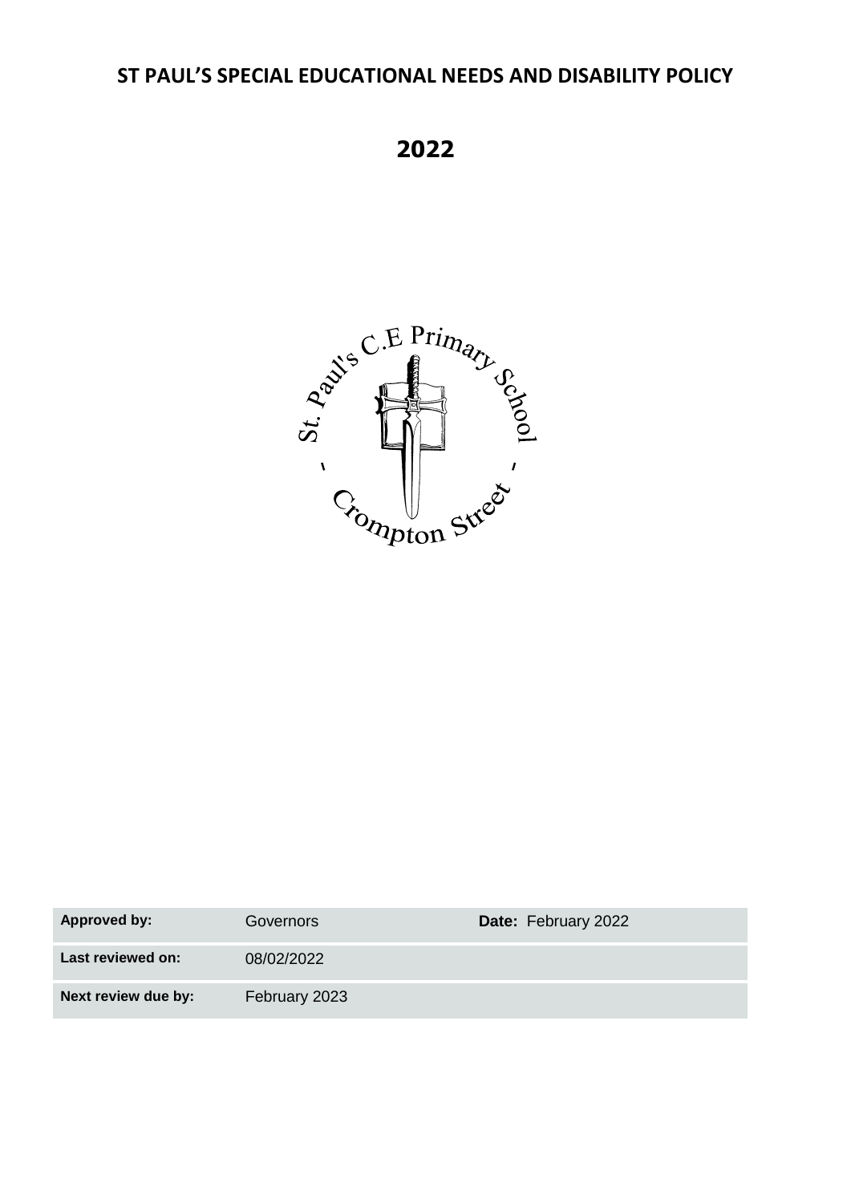# ST PAUL'S SPECIAL EDUCATIONAL NEEDS AND DISABILITY POLICY

# 2022

| Approved by: | Governors | Date: February 2022 |
|---|---|---|
| Last reviewed on: | 08/02/2022 | |
| Next review due by: | February 2023 | |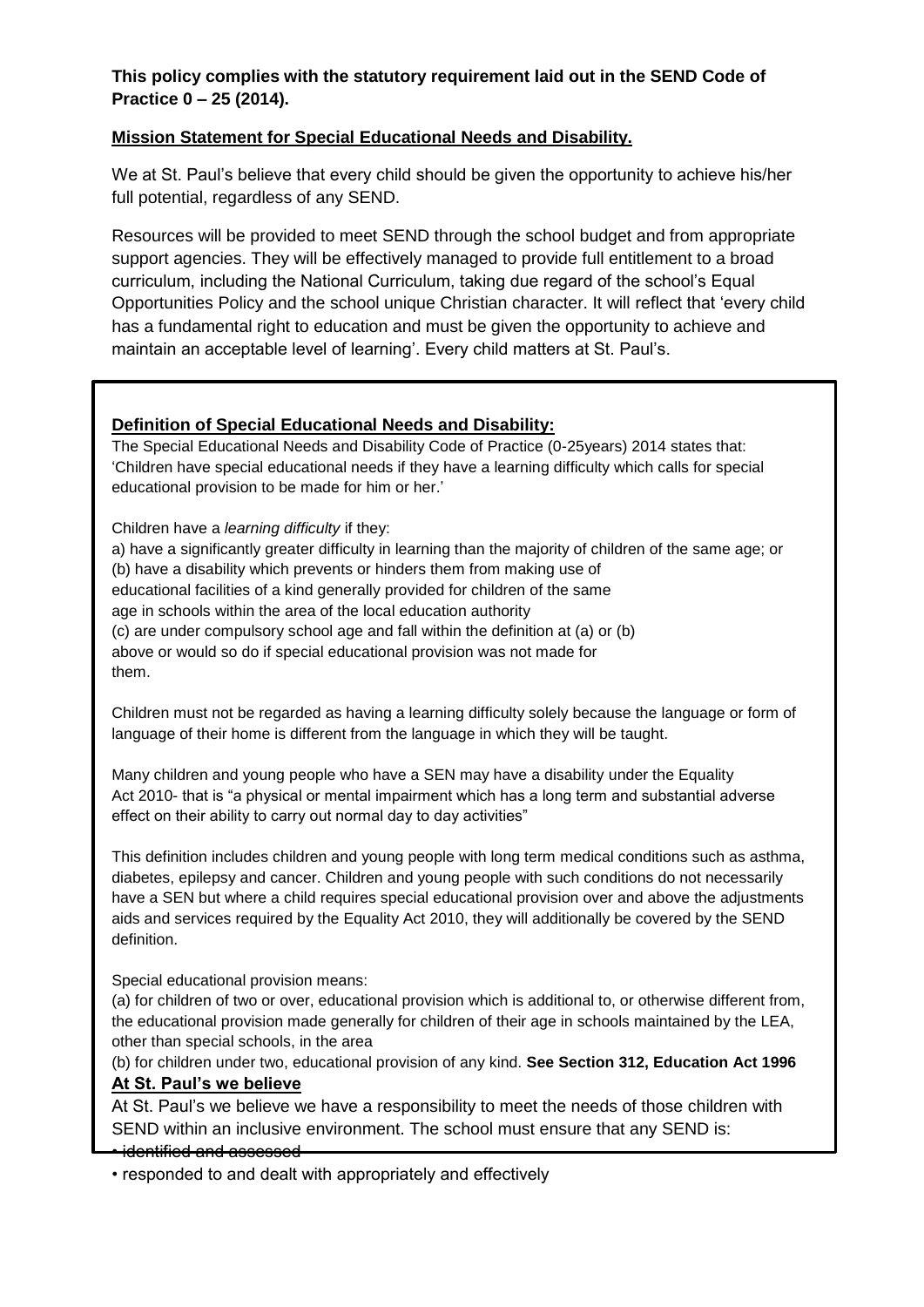**This policy complies with the statutory requirement laid out in the SEND Code of Practice 0 – 25 (2014).**

## Mission Statement for Special Educational Needs and Disability.

We at St. Paul's believe that every child should be given the opportunity to achieve his/her full potential, regardless of any SEND.

Resources will be provided to meet SEND through the school budget and from appropriate support agencies. They will be effectively managed to provide full entitlement to a broad curriculum, including the National Curriculum, taking due regard of the school's Equal Opportunities Policy and the school unique Christian character. It will reflect that 'every child has a fundamental right to education and must be given the opportunity to achieve and maintain an acceptable level of learning'. Every child matters at St. Paul's.

## Definition of Special Educational Needs and Disability:

The Special Educational Needs and Disability Code of Practice (0-25years) 2014 states that: 'Children have special educational needs if they have a learning difficulty which calls for special educational provision to be made for him or her.'

Children have a *learning difficulty* if they:

a) have a significantly greater difficulty in learning than the majority of children of the same age; or
(b) have a disability which prevents or hinders them from making use of educational facilities of a kind generally provided for children of the same age in schools within the area of the local education authority
(c) are under compulsory school age and fall within the definition at (a) or (b) above or would so do if special educational provision was not made for them.

Children must not be regarded as having a learning difficulty solely because the language or form of language of their home is different from the language in which they will be taught.

Many children and young people who have a SEN may have a disability under the Equality Act 2010- that is "a physical or mental impairment which has a long term and substantial adverse effect on their ability to carry out normal day to day activities"

This definition includes children and young people with long term medical conditions such as asthma, diabetes, epilepsy and cancer. Children and young people with such conditions do not necessarily have a SEN but where a child requires special educational provision over and above the adjustments aids and services required by the Equality Act 2010, they will additionally be covered by the SEND definition.

Special educational provision means:

(a) for children of two or over, educational provision which is additional to, or otherwise different from, the educational provision made generally for children of their age in schools maintained by the LEA, other than special schools, in the area
(b) for children under two, educational provision of any kind. **See Section 312, Education Act 1996**

## At St. Paul's we believe

At St. Paul's we believe we have a responsibility to meet the needs of those children with SEND within an inclusive environment. The school must ensure that any SEND is:

- identified and assessed
- responded to and dealt with appropriately and effectively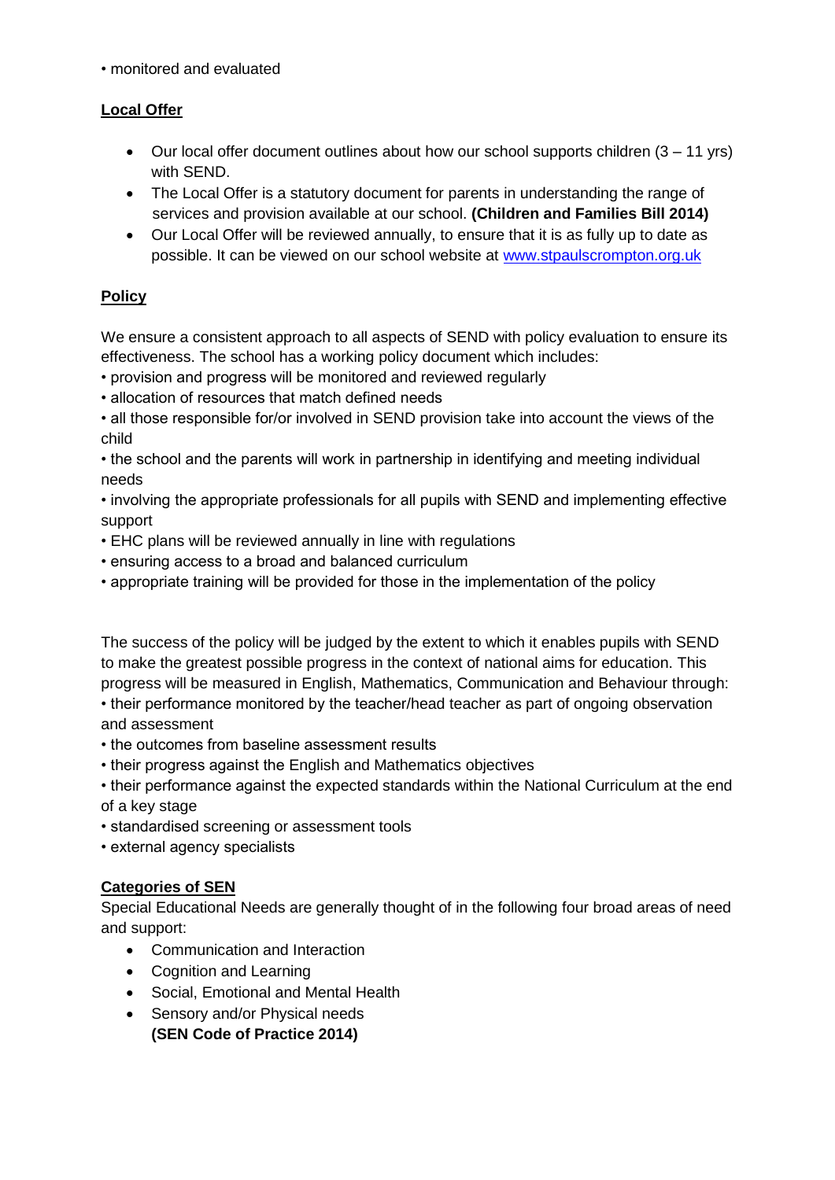• monitored and evaluated

## Local Offer

- Our local offer document outlines about how our school supports children (3 – 11 yrs) with SEND.
- The Local Offer is a statutory document for parents in understanding the range of services and provision available at our school. **(Children and Families Bill 2014)**
- Our Local Offer will be reviewed annually, to ensure that it is as fully up to date as possible. It can be viewed on our school website at [www.stpaulscrompton.org.uk](www.stpaulscrompton.org.uk)

## Policy

We ensure a consistent approach to all aspects of SEND with policy evaluation to ensure its effectiveness. The school has a working policy document which includes:

• provision and progress will be monitored and reviewed regularly
• allocation of resources that match defined needs
• all those responsible for/or involved in SEND provision take into account the views of the child
• the school and the parents will work in partnership in identifying and meeting individual needs
• involving the appropriate professionals for all pupils with SEND and implementing effective support
• EHC plans will be reviewed annually in line with regulations
• ensuring access to a broad and balanced curriculum
• appropriate training will be provided for those in the implementation of the policy

The success of the policy will be judged by the extent to which it enables pupils with SEND to make the greatest possible progress in the context of national aims for education. This progress will be measured in English, Mathematics, Communication and Behaviour through:
• their performance monitored by the teacher/head teacher as part of ongoing observation and assessment
• the outcomes from baseline assessment results
• their progress against the English and Mathematics objectives
• their performance against the expected standards within the National Curriculum at the end of a key stage
• standardised screening or assessment tools
• external agency specialists

## Categories of SEN

Special Educational Needs are generally thought of in the following four broad areas of need and support:

- Communication and Interaction
- Cognition and Learning
- Social, Emotional and Mental Health
- Sensory and/or Physical needs
  **(SEN Code of Practice 2014)**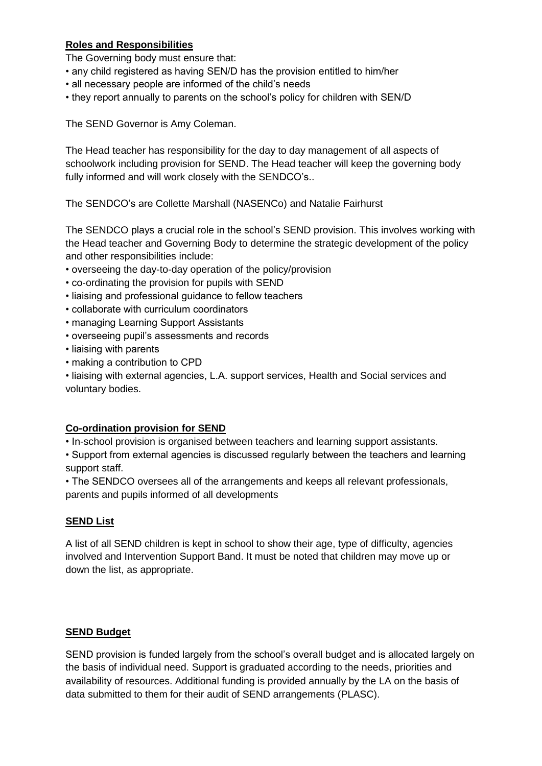## **Roles and Responsibilities**

The Governing body must ensure that:

- any child registered as having SEN/D has the provision entitled to him/her
- all necessary people are informed of the child's needs
- they report annually to parents on the school's policy for children with SEN/D

The SEND Governor is Amy Coleman.

The Head teacher has responsibility for the day to day management of all aspects of schoolwork including provision for SEND. The Head teacher will keep the governing body fully informed and will work closely with the SENDCO's..

The SENDCO's are Collette Marshall (NASENCo) and Natalie Fairhurst

The SENDCO plays a crucial role in the school's SEND provision. This involves working with the Head teacher and Governing Body to determine the strategic development of the policy and other responsibilities include:

- overseeing the day-to-day operation of the policy/provision
- co-ordinating the provision for pupils with SEND
- liaising and professional guidance to fellow teachers
- collaborate with curriculum coordinators
- managing Learning Support Assistants
- overseeing pupil's assessments and records
- liaising with parents
- making a contribution to CPD
- liaising with external agencies, L.A. support services, Health and Social services and voluntary bodies.

## **Co-ordination provision for SEND**

- In-school provision is organised between teachers and learning support assistants.
- Support from external agencies is discussed regularly between the teachers and learning support staff.
- The SENDCO oversees all of the arrangements and keeps all relevant professionals, parents and pupils informed of all developments

## **SEND List**

A list of all SEND children is kept in school to show their age, type of difficulty, agencies involved and Intervention Support Band. It must be noted that children may move up or down the list, as appropriate.

## **SEND Budget**

SEND provision is funded largely from the school's overall budget and is allocated largely on the basis of individual need. Support is graduated according to the needs, priorities and availability of resources. Additional funding is provided annually by the LA on the basis of data submitted to them for their audit of SEND arrangements (PLASC).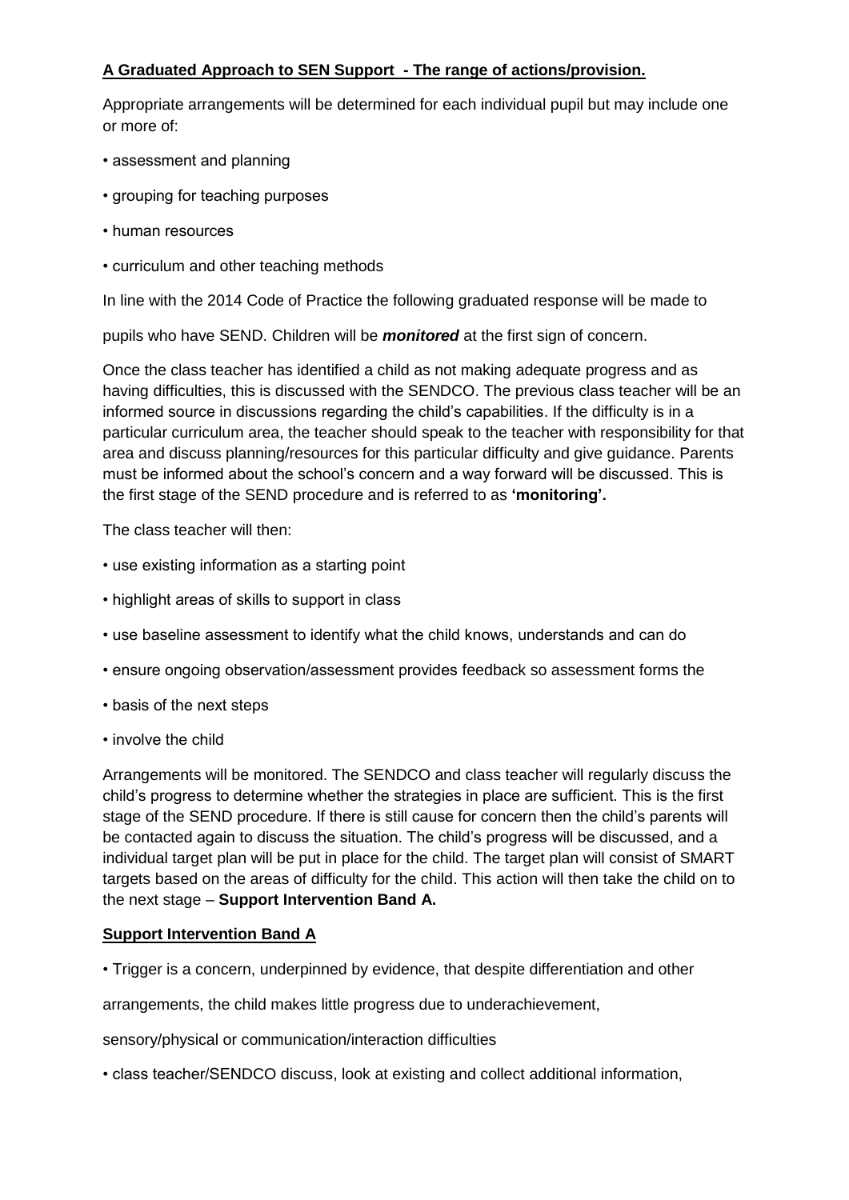**A Graduated Approach to SEN Support - The range of actions/provision.**

Appropriate arrangements will be determined for each individual pupil but may include one or more of:

- assessment and planning
- grouping for teaching purposes
- human resources
- curriculum and other teaching methods

In line with the 2014 Code of Practice the following graduated response will be made to

pupils who have SEND. Children will be ***monitored*** at the first sign of concern.

Once the class teacher has identified a child as not making adequate progress and as having difficulties, this is discussed with the SENDCO. The previous class teacher will be an informed source in discussions regarding the child's capabilities. If the difficulty is in a particular curriculum area, the teacher should speak to the teacher with responsibility for that area and discuss planning/resources for this particular difficulty and give guidance. Parents must be informed about the school's concern and a way forward will be discussed. This is the first stage of the SEND procedure and is referred to as **'monitoring'.**

The class teacher will then:

- use existing information as a starting point
- highlight areas of skills to support in class
- use baseline assessment to identify what the child knows, understands and can do
- ensure ongoing observation/assessment provides feedback so assessment forms the
- basis of the next steps
- involve the child

Arrangements will be monitored. The SENDCO and class teacher will regularly discuss the child's progress to determine whether the strategies in place are sufficient. This is the first stage of the SEND procedure. If there is still cause for concern then the child's parents will be contacted again to discuss the situation. The child's progress will be discussed, and a individual target plan will be put in place for the child. The target plan will consist of SMART targets based on the areas of difficulty for the child. This action will then take the child on to the next stage – **Support Intervention Band A.**

**Support Intervention Band A**

- Trigger is a concern, underpinned by evidence, that despite differentiation and other

arrangements, the child makes little progress due to underachievement,

sensory/physical or communication/interaction difficulties

- class teacher/SENDCO discuss, look at existing and collect additional information,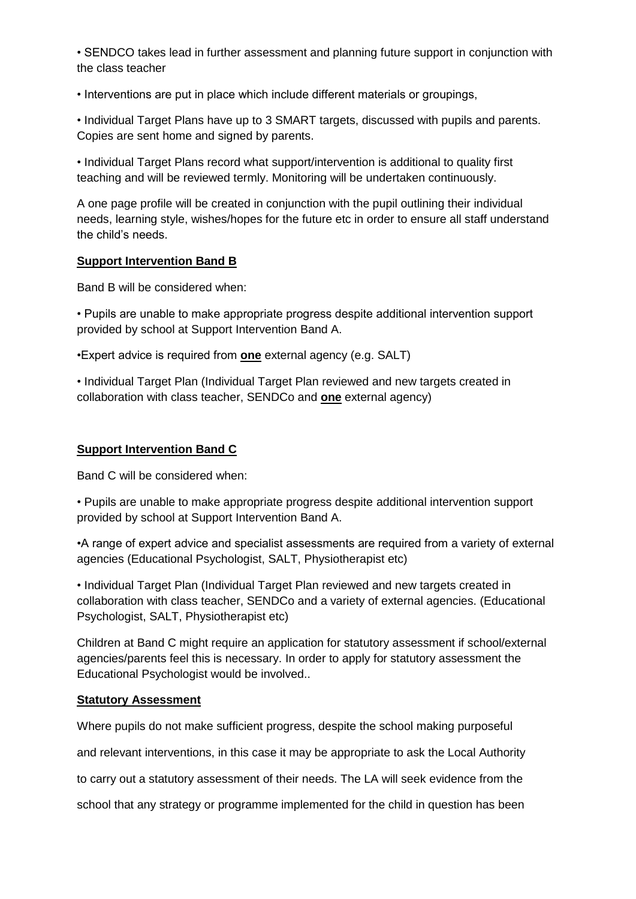- SENDCO takes lead in further assessment and planning future support in conjunction with the class teacher
- Interventions are put in place which include different materials or groupings,
- Individual Target Plans have up to 3 SMART targets, discussed with pupils and parents. Copies are sent home and signed by parents.
- Individual Target Plans record what support/intervention is additional to quality first teaching and will be reviewed termly. Monitoring will be undertaken continuously.

A one page profile will be created in conjunction with the pupil outlining their individual needs, learning style, wishes/hopes for the future etc in order to ensure all staff understand the child's needs.

**<u>Support Intervention Band B</u>**

Band B will be considered when:

- Pupils are unable to make appropriate progress despite additional intervention support provided by school at Support Intervention Band A.
- Expert advice is required from **<u>one</u>** external agency (e.g. SALT)
- Individual Target Plan (Individual Target Plan reviewed and new targets created in collaboration with class teacher, SENDCo and **<u>one</u>** external agency)

**<u>Support Intervention Band C</u>**

Band C will be considered when:

- Pupils are unable to make appropriate progress despite additional intervention support provided by school at Support Intervention Band A.
- A range of expert advice and specialist assessments are required from a variety of external agencies (Educational Psychologist, SALT, Physiotherapist etc)
- Individual Target Plan (Individual Target Plan reviewed and new targets created in collaboration with class teacher, SENDCo and a variety of external agencies. (Educational Psychologist, SALT, Physiotherapist etc)

Children at Band C might require an application for statutory assessment if school/external agencies/parents feel this is necessary. In order to apply for statutory assessment the Educational Psychologist would be involved..

**<u>Statutory Assessment</u>**

Where pupils do not make sufficient progress, despite the school making purposeful and relevant interventions, in this case it may be appropriate to ask the Local Authority to carry out a statutory assessment of their needs. The LA will seek evidence from the school that any strategy or programme implemented for the child in question has been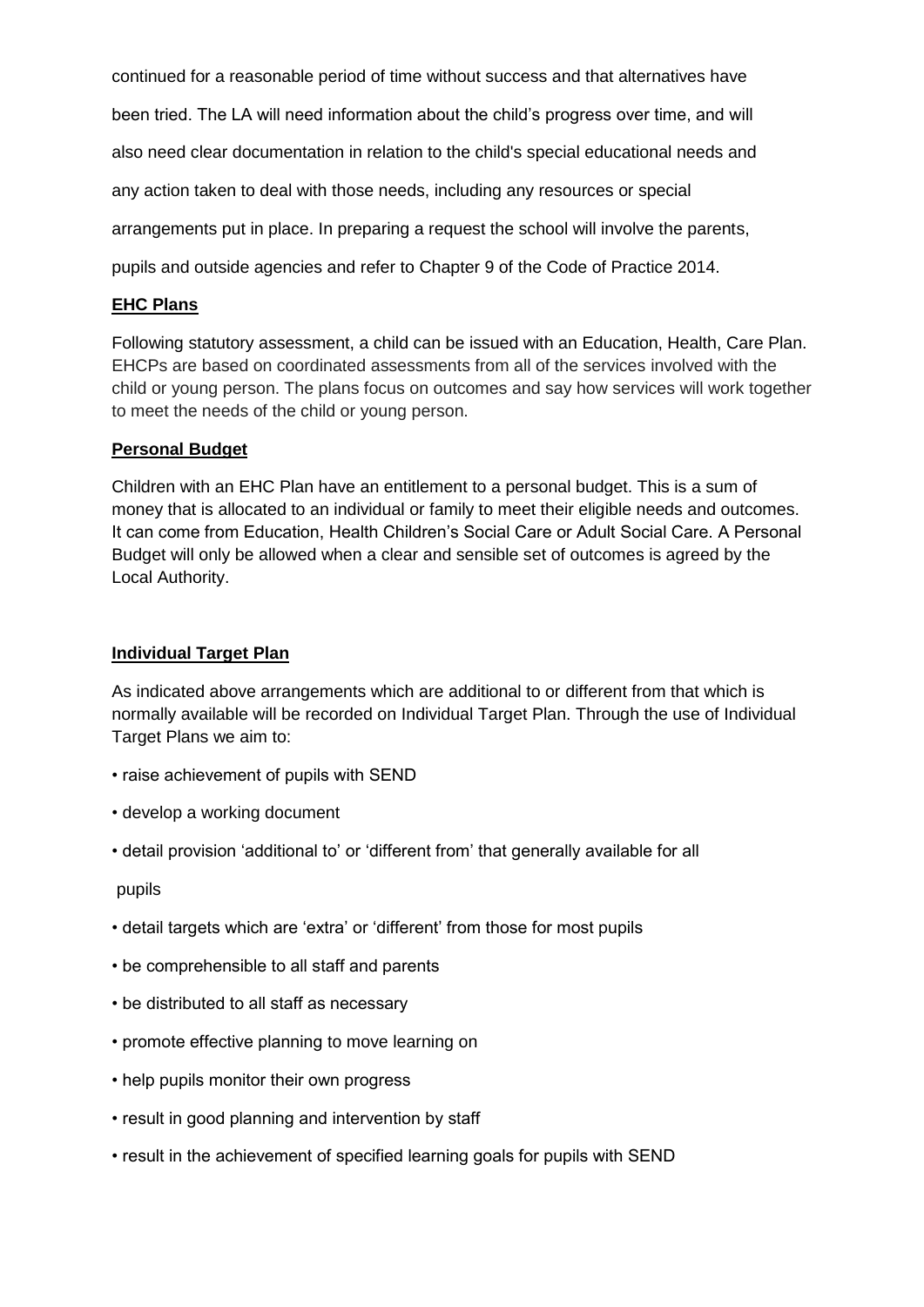continued for a reasonable period of time without success and that alternatives have been tried. The LA will need information about the child's progress over time, and will also need clear documentation in relation to the child's special educational needs and any action taken to deal with those needs, including any resources or special arrangements put in place. In preparing a request the school will involve the parents, pupils and outside agencies and refer to Chapter 9 of the Code of Practice 2014.

**EHC Plans**

Following statutory assessment, a child can be issued with an Education, Health, Care Plan. EHCPs are based on coordinated assessments from all of the services involved with the child or young person. The plans focus on outcomes and say how services will work together to meet the needs of the child or young person.

**Personal Budget**

Children with an EHC Plan have an entitlement to a personal budget. This is a sum of money that is allocated to an individual or family to meet their eligible needs and outcomes. It can come from Education, Health Children's Social Care or Adult Social Care. A Personal Budget will only be allowed when a clear and sensible set of outcomes is agreed by the Local Authority.

**Individual Target Plan**

As indicated above arrangements which are additional to or different from that which is normally available will be recorded on Individual Target Plan. Through the use of Individual Target Plans we aim to:

- raise achievement of pupils with SEND
- develop a working document
- detail provision 'additional to' or 'different from' that generally available for all pupils
- detail targets which are 'extra' or 'different' from those for most pupils
- be comprehensible to all staff and parents
- be distributed to all staff as necessary
- promote effective planning to move learning on
- help pupils monitor their own progress
- result in good planning and intervention by staff
- result in the achievement of specified learning goals for pupils with SEND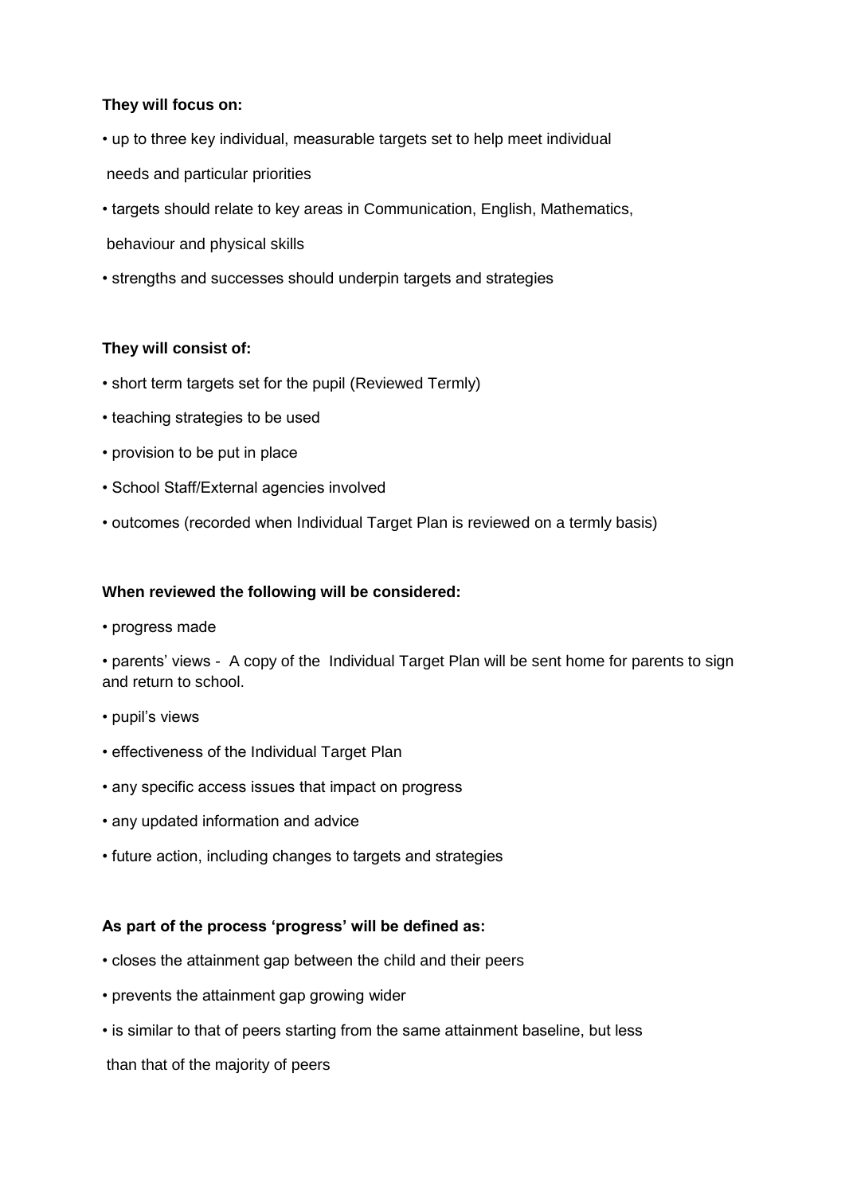**They will focus on:**

- up to three key individual, measurable targets set to help meet individual needs and particular priorities
- targets should relate to key areas in Communication, English, Mathematics, behaviour and physical skills
- strengths and successes should underpin targets and strategies

**They will consist of:**

- short term targets set for the pupil (Reviewed Termly)
- teaching strategies to be used
- provision to be put in place
- School Staff/External agencies involved
- outcomes (recorded when Individual Target Plan is reviewed on a termly basis)

**When reviewed the following will be considered:**

- progress made
- parents' views - A copy of the Individual Target Plan will be sent home for parents to sign and return to school.
- pupil's views
- effectiveness of the Individual Target Plan
- any specific access issues that impact on progress
- any updated information and advice
- future action, including changes to targets and strategies

**As part of the process 'progress' will be defined as:**

- closes the attainment gap between the child and their peers
- prevents the attainment gap growing wider
- is similar to that of peers starting from the same attainment baseline, but less than that of the majority of peers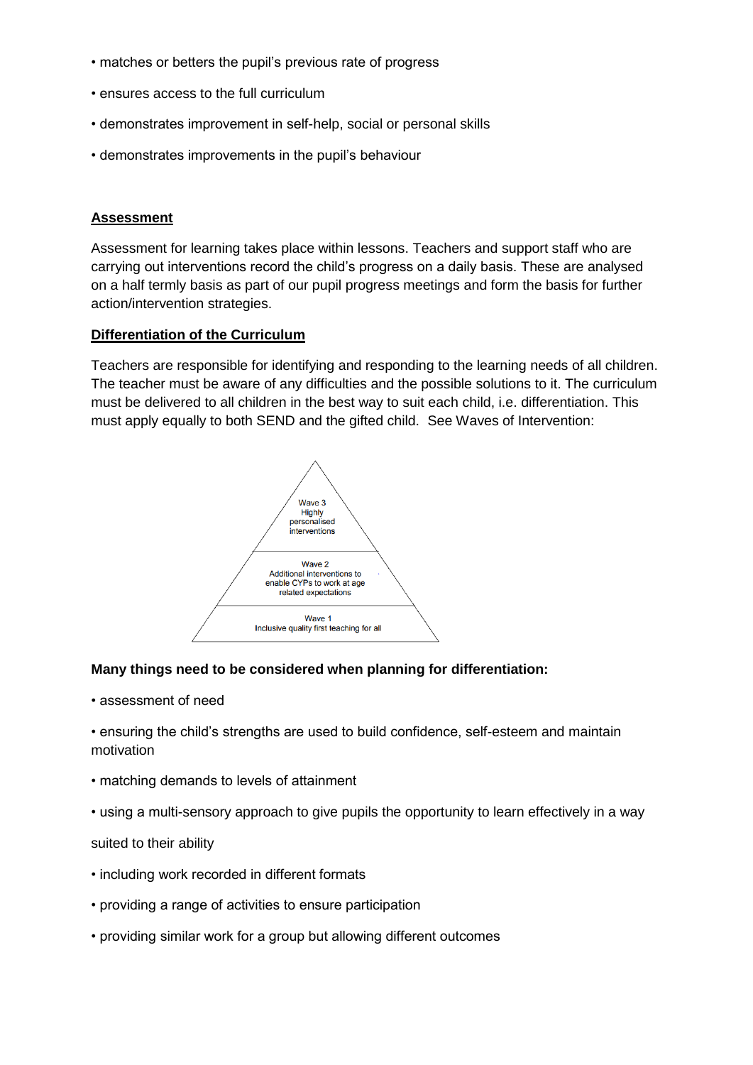- matches or betters the pupil's previous rate of progress
- ensures access to the full curriculum
- demonstrates improvement in self-help, social or personal skills
- demonstrates improvements in the pupil's behaviour

## Assessment

Assessment for learning takes place within lessons. Teachers and support staff who are carrying out interventions record the child's progress on a daily basis. These are analysed on a half termly basis as part of our pupil progress meetings and form the basis for further action/intervention strategies.

## Differentiation of the Curriculum

Teachers are responsible for identifying and responding to the learning needs of all children. The teacher must be aware of any difficulties and the possible solutions to it. The curriculum must be delivered to all children in the best way to suit each child, i.e. differentiation. This must apply equally to both SEND and the gifted child. See Waves of Intervention:

Wave 3
Highly personalised interventions

Wave 2
Additional interventions to enable CYPs to work at age related expectations

Wave 1
Inclusive quality first teaching for all

**Many things need to be considered when planning for differentiation:**

- assessment of need
- ensuring the child's strengths are used to build confidence, self-esteem and maintain motivation
- matching demands to levels of attainment
- using a multi-sensory approach to give pupils the opportunity to learn effectively in a way suited to their ability
- including work recorded in different formats
- providing a range of activities to ensure participation
- providing similar work for a group but allowing different outcomes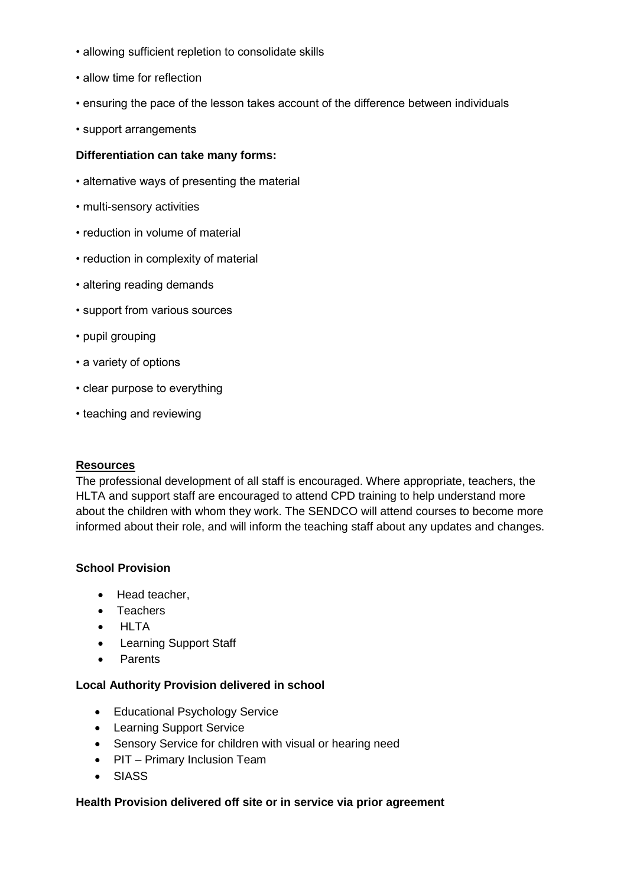- allowing sufficient repletion to consolidate skills
- allow time for reflection
- ensuring the pace of the lesson takes account of the difference between individuals
- support arrangements

**Differentiation can take many forms:**

- alternative ways of presenting the material
- multi-sensory activities
- reduction in volume of material
- reduction in complexity of material
- altering reading demands
- support from various sources
- pupil grouping
- a variety of options
- clear purpose to everything
- teaching and reviewing

**Resources**

The professional development of all staff is encouraged. Where appropriate, teachers, the HLTA and support staff are encouraged to attend CPD training to help understand more about the children with whom they work. The SENDCO will attend courses to become more informed about their role, and will inform the teaching staff about any updates and changes.

**School Provision**

- Head teacher,
- Teachers
- HLTA
- Learning Support Staff
- Parents

**Local Authority Provision delivered in school**

- Educational Psychology Service
- Learning Support Service
- Sensory Service for children with visual or hearing need
- PIT – Primary Inclusion Team
- SIASS

**Health Provision delivered off site or in service via prior agreement**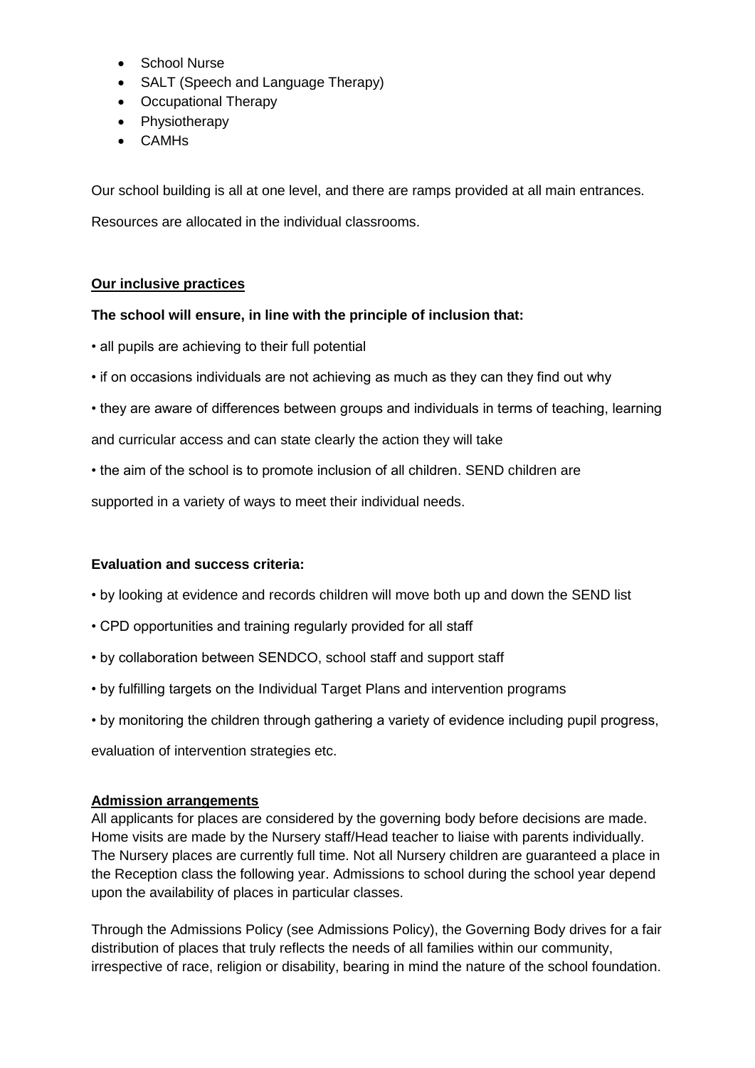- School Nurse
- SALT (Speech and Language Therapy)
- Occupational Therapy
- Physiotherapy
- CAMHs

Our school building is all at one level, and there are ramps provided at all main entrances.

Resources are allocated in the individual classrooms.

## Our inclusive practices

**The school will ensure, in line with the principle of inclusion that:**

- all pupils are achieving to their full potential
- if on occasions individuals are not achieving as much as they can they find out why
- they are aware of differences between groups and individuals in terms of teaching, learning and curricular access and can state clearly the action they will take
- the aim of the school is to promote inclusion of all children. SEND children are supported in a variety of ways to meet their individual needs.

**Evaluation and success criteria:**

- by looking at evidence and records children will move both up and down the SEND list
- CPD opportunities and training regularly provided for all staff
- by collaboration between SENDCO, school staff and support staff
- by fulfilling targets on the Individual Target Plans and intervention programs
- by monitoring the children through gathering a variety of evidence including pupil progress, evaluation of intervention strategies etc.

## Admission arrangements

All applicants for places are considered by the governing body before decisions are made. Home visits are made by the Nursery staff/Head teacher to liaise with parents individually. The Nursery places are currently full time. Not all Nursery children are guaranteed a place in the Reception class the following year. Admissions to school during the school year depend upon the availability of places in particular classes.

Through the Admissions Policy (see Admissions Policy), the Governing Body drives for a fair distribution of places that truly reflects the needs of all families within our community, irrespective of race, religion or disability, bearing in mind the nature of the school foundation.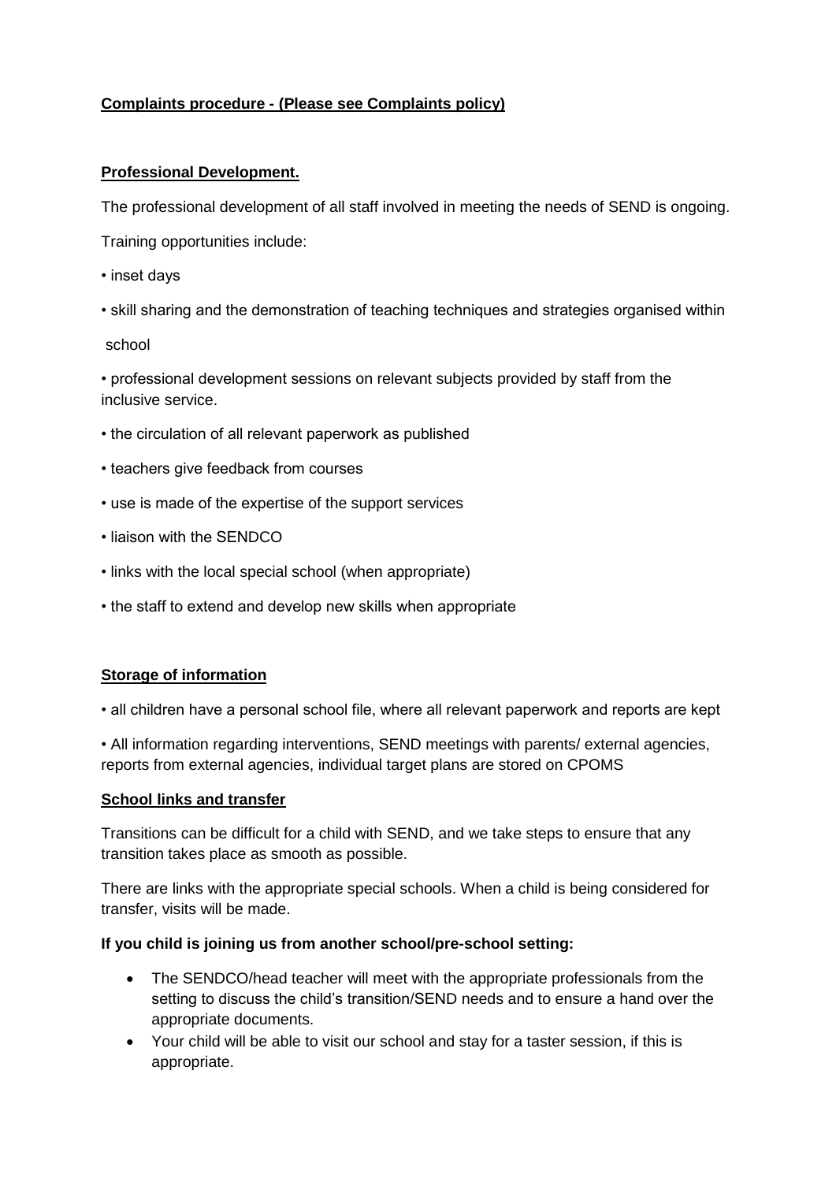**Complaints procedure - (Please see Complaints policy)**

**Professional Development.**

The professional development of all staff involved in meeting the needs of SEND is ongoing.

Training opportunities include:

- inset days
- skill sharing and the demonstration of teaching techniques and strategies organised within school
- professional development sessions on relevant subjects provided by staff from the inclusive service.
- the circulation of all relevant paperwork as published
- teachers give feedback from courses
- use is made of the expertise of the support services
- liaison with the SENDCO
- links with the local special school (when appropriate)
- the staff to extend and develop new skills when appropriate

**Storage of information**

- all children have a personal school file, where all relevant paperwork and reports are kept
- All information regarding interventions, SEND meetings with parents/ external agencies, reports from external agencies, individual target plans are stored on CPOMS

**School links and transfer**

Transitions can be difficult for a child with SEND, and we take steps to ensure that any transition takes place as smooth as possible.

There are links with the appropriate special schools. When a child is being considered for transfer, visits will be made.

**If you child is joining us from another school/pre-school setting:**

- The SENDCO/head teacher will meet with the appropriate professionals from the setting to discuss the child's transition/SEND needs and to ensure a hand over the appropriate documents.
- Your child will be able to visit our school and stay for a taster session, if this is appropriate.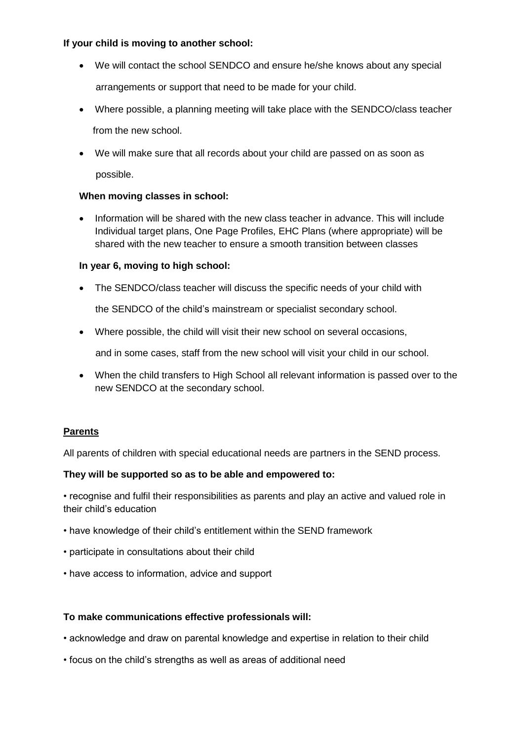**If your child is moving to another school:**

- We will contact the school SENDCO and ensure he/she knows about any special arrangements or support that need to be made for your child.
- Where possible, a planning meeting will take place with the SENDCO/class teacher from the new school.
- We will make sure that all records about your child are passed on as soon as possible.

**When moving classes in school:**

- Information will be shared with the new class teacher in advance. This will include Individual target plans, One Page Profiles, EHC Plans (where appropriate) will be shared with the new teacher to ensure a smooth transition between classes

**In year 6, moving to high school:**

- The SENDCO/class teacher will discuss the specific needs of your child with the SENDCO of the child's mainstream or specialist secondary school.
- Where possible, the child will visit their new school on several occasions, and in some cases, staff from the new school will visit your child in our school.
- When the child transfers to High School all relevant information is passed over to the new SENDCO at the secondary school.

**Parents**

All parents of children with special educational needs are partners in the SEND process.

**They will be supported so as to be able and empowered to:**

• recognise and fulfil their responsibilities as parents and play an active and valued role in their child's education

• have knowledge of their child's entitlement within the SEND framework

• participate in consultations about their child

• have access to information, advice and support

**To make communications effective professionals will:**

• acknowledge and draw on parental knowledge and expertise in relation to their child

• focus on the child's strengths as well as areas of additional need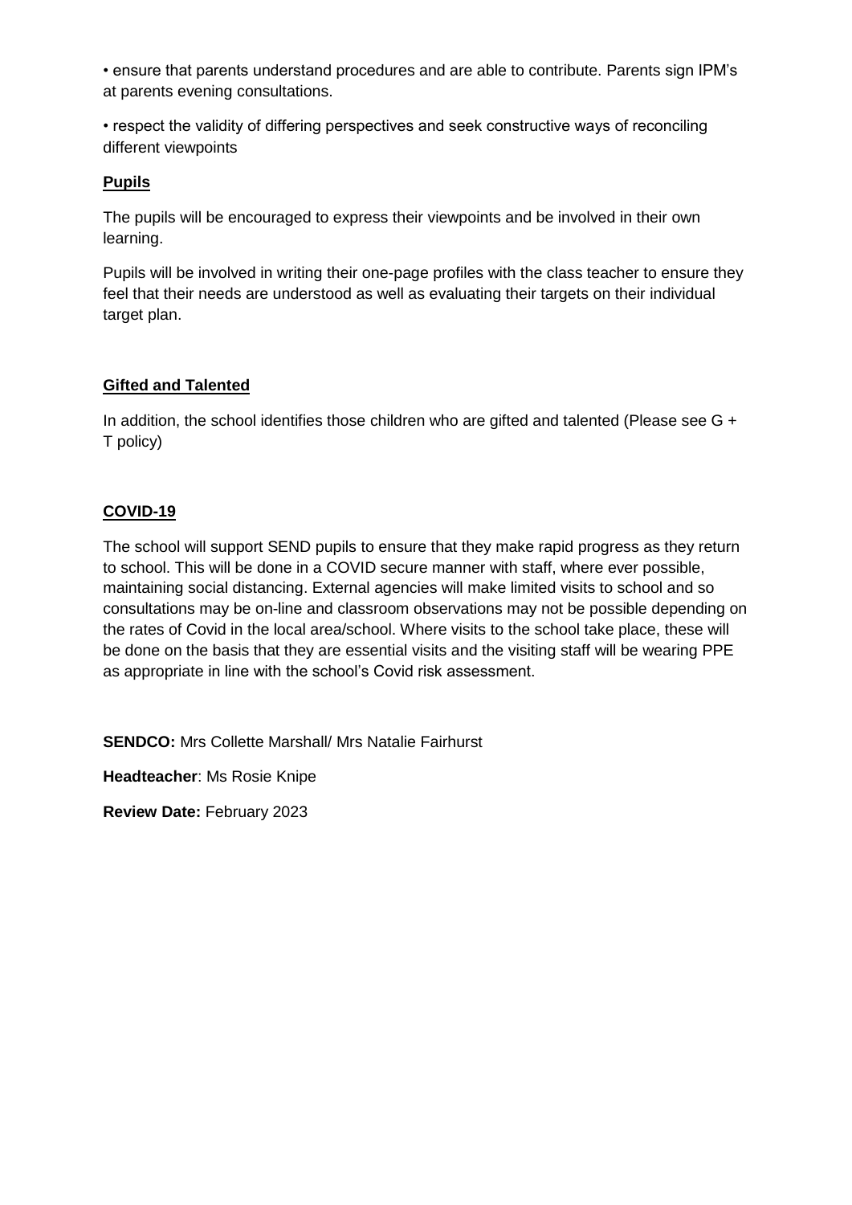• ensure that parents understand procedures and are able to contribute. Parents sign IPM's at parents evening consultations.

• respect the validity of differing perspectives and seek constructive ways of reconciling different viewpoints

## Pupils

The pupils will be encouraged to express their viewpoints and be involved in their own learning.

Pupils will be involved in writing their one-page profiles with the class teacher to ensure they feel that their needs are understood as well as evaluating their targets on their individual target plan.

## Gifted and Talented

In addition, the school identifies those children who are gifted and talented (Please see G + T policy)

## COVID-19

The school will support SEND pupils to ensure that they make rapid progress as they return to school. This will be done in a COVID secure manner with staff, where ever possible, maintaining social distancing. External agencies will make limited visits to school and so consultations may be on-line and classroom observations may not be possible depending on the rates of Covid in the local area/school. Where visits to the school take place, these will be done on the basis that they are essential visits and the visiting staff will be wearing PPE as appropriate in line with the school's Covid risk assessment.

**SENDCO:** Mrs Collette Marshall/ Mrs Natalie Fairhurst

**Headteacher**: Ms Rosie Knipe

**Review Date:** February 2023